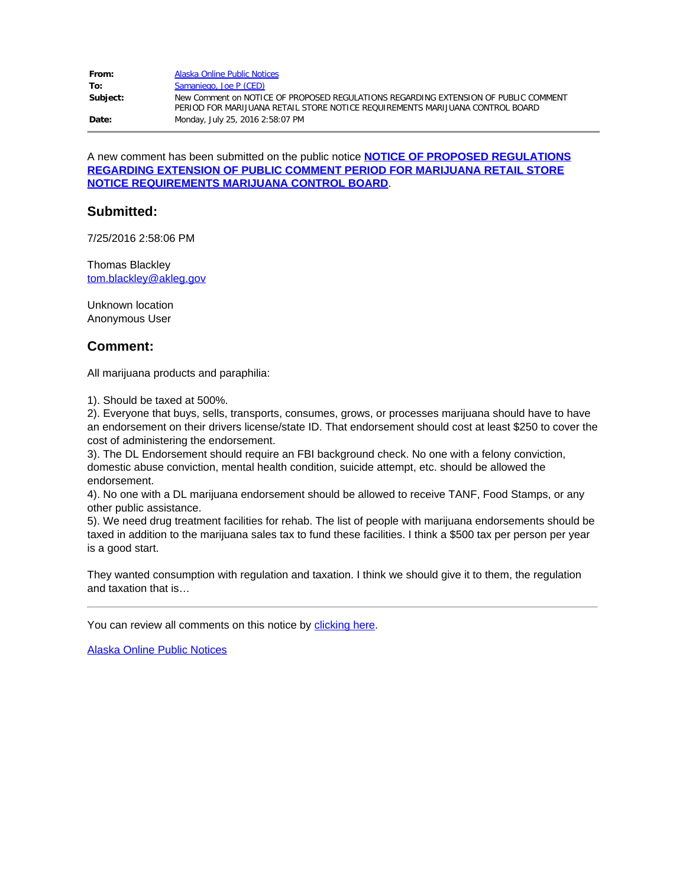| | |
|---|---|
| **From:** | Alaska Online Public Notices |
| **To:** | Samaniego, Joe P (CED) |
| **Subject:** | New Comment on NOTICE OF PROPOSED REGULATIONS REGARDING EXTENSION OF PUBLIC COMMENT PERIOD FOR MARIJUANA RETAIL STORE NOTICE REQUIREMENTS MARIJUANA CONTROL BOARD |
| **Date:** | Monday, July 25, 2016 2:58:07 PM |

A new comment has been submitted on the public notice **NOTICE OF PROPOSED REGULATIONS REGARDING EXTENSION OF PUBLIC COMMENT PERIOD FOR MARIJUANA RETAIL STORE NOTICE REQUIREMENTS MARIJUANA CONTROL BOARD**.

## Submitted:

7/25/2016 2:58:06 PM

Thomas Blackley
tom.blackley@akleg.gov

Unknown location
Anonymous User

## Comment:

All marijuana products and paraphilia:

1). Should be taxed at 500%.
2). Everyone that buys, sells, transports, consumes, grows, or processes marijuana should have to have an endorsement on their drivers license/state ID. That endorsement should cost at least $250 to cover the cost of administering the endorsement.
3). The DL Endorsement should require an FBI background check. No one with a felony conviction, domestic abuse conviction, mental health condition, suicide attempt, etc. should be allowed the endorsement.
4). No one with a DL marijuana endorsement should be allowed to receive TANF, Food Stamps, or any other public assistance.
5). We need drug treatment facilities for rehab. The list of people with marijuana endorsements should be taxed in addition to the marijuana sales tax to fund these facilities. I think a $500 tax per person per year is a good start.

They wanted consumption with regulation and taxation. I think we should give it to them, the regulation and taxation that is…

---

You can review all comments on this notice by clicking here.

Alaska Online Public Notices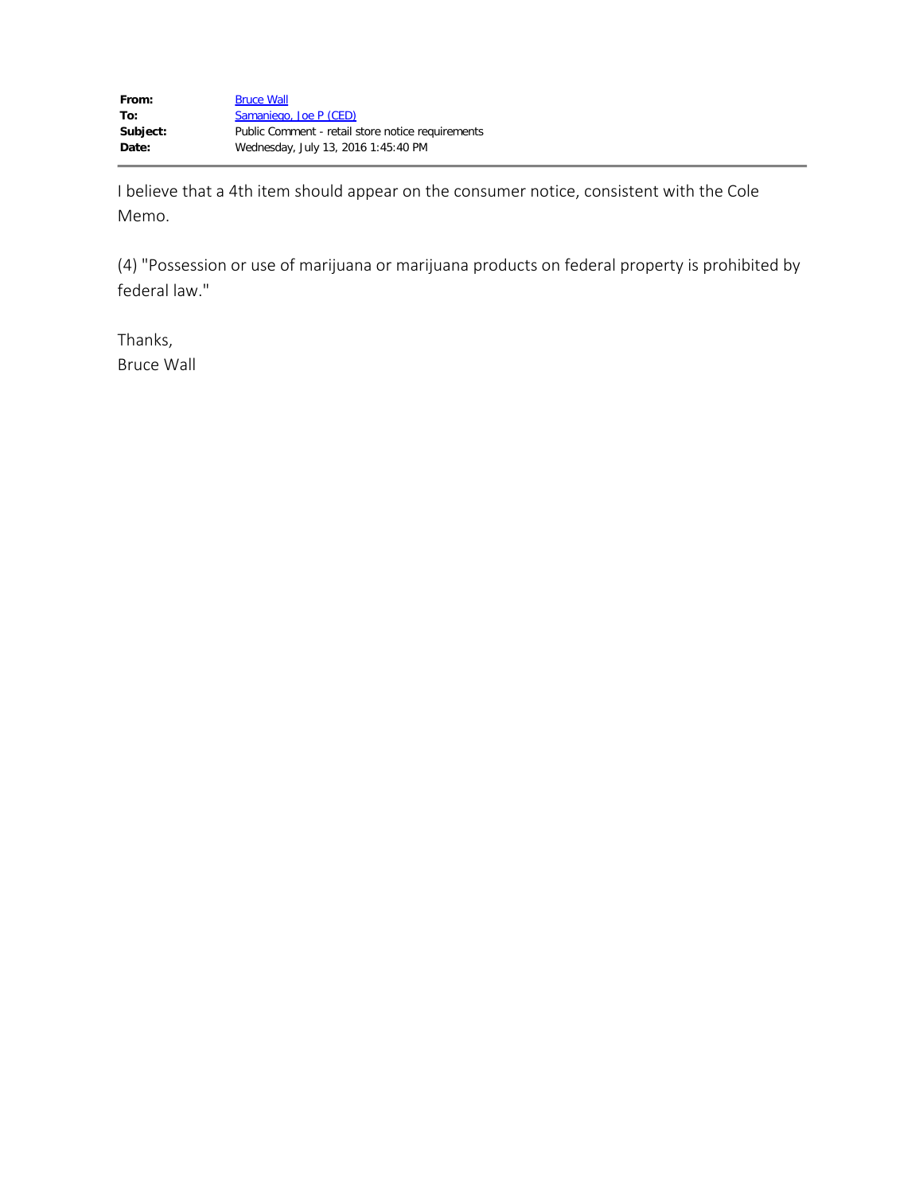| | |
|---|---|
| **From:** | Bruce Wall |
| **To:** | Samaniego, Joe P (CED) |
| **Subject:** | Public Comment - retail store notice requirements |
| **Date:** | Wednesday, July 13, 2016 1:45:40 PM |

I believe that a 4th item should appear on the consumer notice, consistent with the Cole Memo.

(4) "Possession or use of marijuana or marijuana products on federal property is prohibited by federal law."

Thanks,
Bruce Wall